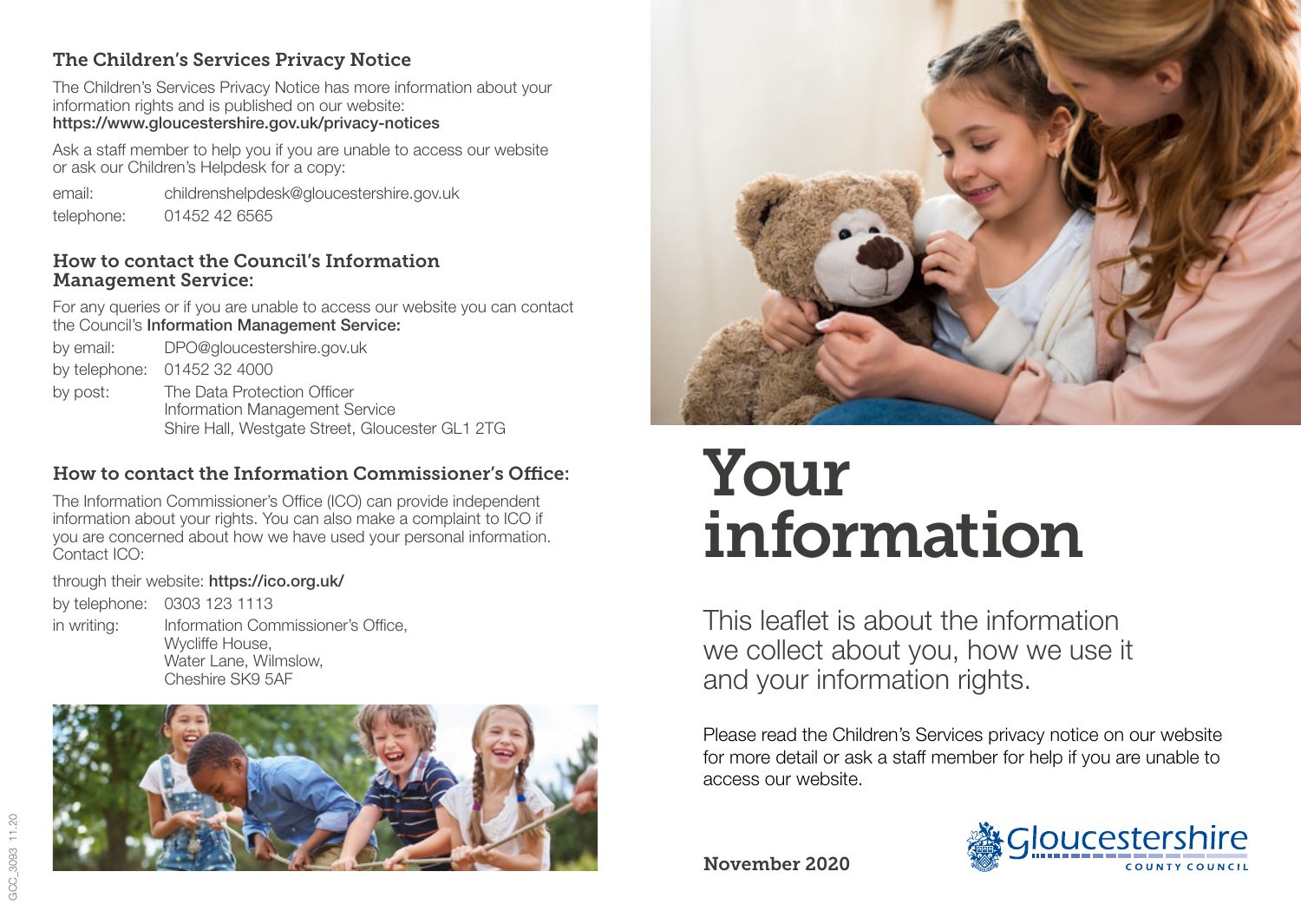### The Children's Services Privacy Notice

The Children's Services Privacy Notice has more information about your information rights and is published on our website:
**https://www.gloucestershire.gov.uk/privacy-notices**

Ask a staff member to help you if you are unable to access our website or ask our Children's Helpdesk for a copy:

email: childrenshelpdesk@gloucestershire.gov.uk
telephone: 01452 42 6565

### How to contact the Council's Information Management Service:

For any queries or if you are unable to access our website you can contact the Council's **Information Management Service:**

by email: DPO@gloucestershire.gov.uk
by telephone: 01452 32 4000
by post: The Data Protection Officer
Information Management Service
Shire Hall, Westgate Street, Gloucester GL1 2TG

### How to contact the Information Commissioner's Office:

The Information Commissioner's Office (ICO) can provide independent information about your rights. You can also make a complaint to ICO if you are concerned about how we have used your personal information. Contact ICO:

through their website: **https://ico.org.uk/**

by telephone: 0303 123 1113
in writing: Information Commissioner's Office,
Wycliffe House,
Water Lane, Wilmslow,
Cheshire SK9 5AF

GCC_3093 11.20

# Your information

This leaflet is about the information we collect about you, how we use it and your information rights.

Please read the Children's Services privacy notice on our website for more detail or ask a staff member for help if you are unable to access our website.

**November 2020**

Gloucestershire COUNTY COUNCIL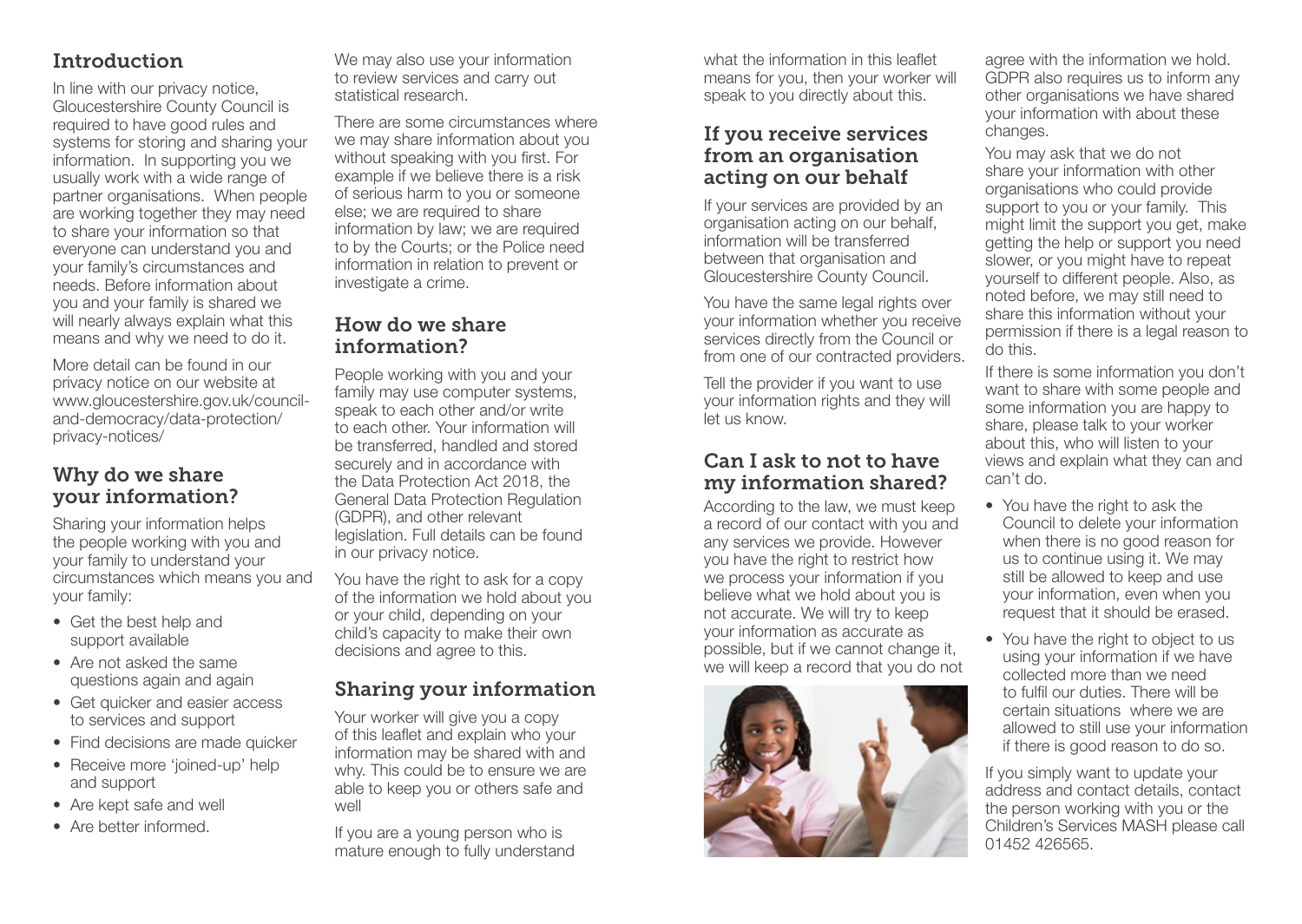## Introduction

In line with our privacy notice, Gloucestershire County Council is required to have good rules and systems for storing and sharing your information. In supporting you we usually work with a wide range of partner organisations. When people are working together they may need to share your information so that everyone can understand you and your family's circumstances and needs. Before information about you and your family is shared we will nearly always explain what this means and why we need to do it.

More detail can be found in our privacy notice on our website at www.gloucestershire.gov.uk/council-and-democracy/data-protection/privacy-notices/

## Why do we share your information?

Sharing your information helps the people working with you and your family to understand your circumstances which means you and your family:

- Get the best help and support available
- Are not asked the same questions again and again
- Get quicker and easier access to services and support
- Find decisions are made quicker
- Receive more 'joined-up' help and support
- Are kept safe and well
- Are better informed.

We may also use your information to review services and carry out statistical research.

There are some circumstances where we may share information about you without speaking with you first. For example if we believe there is a risk of serious harm to you or someone else; we are required to share information by law; we are required to by the Courts; or the Police need information in relation to prevent or investigate a crime.

## How do we share information?

People working with you and your family may use computer systems, speak to each other and/or write to each other. Your information will be transferred, handled and stored securely and in accordance with the Data Protection Act 2018, the General Data Protection Regulation (GDPR), and other relevant legislation. Full details can be found in our privacy notice.

You have the right to ask for a copy of the information we hold about you or your child, depending on your child's capacity to make their own decisions and agree to this.

## Sharing your information

Your worker will give you a copy of this leaflet and explain who your information may be shared with and why. This could be to ensure we are able to keep you or others safe and well

If you are a young person who is mature enough to fully understand what the information in this leaflet means for you, then your worker will speak to you directly about this.

## If you receive services from an organisation acting on our behalf

If your services are provided by an organisation acting on our behalf, information will be transferred between that organisation and Gloucestershire County Council.

You have the same legal rights over your information whether you receive services directly from the Council or from one of our contracted providers.

Tell the provider if you want to use your information rights and they will let us know.

## Can I ask to not to have my information shared?

According to the law, we must keep a record of our contact with you and any services we provide. However you have the right to restrict how we process your information if you believe what we hold about you is not accurate. We will try to keep your information as accurate as possible, but if we cannot change it, we will keep a record that you do not agree with the information we hold. GDPR also requires us to inform any other organisations we have shared your information with about these changes.

You may ask that we do not share your information with other organisations who could provide support to you or your family. This might limit the support you get, make getting the help or support you need slower, or you might have to repeat yourself to different people. Also, as noted before, we may still need to share this information without your permission if there is a legal reason to do this.

If there is some information you don't want to share with some people and some information you are happy to share, please talk to your worker about this, who will listen to your views and explain what they can and can't do.

- You have the right to ask the Council to delete your information when there is no good reason for us to continue using it. We may still be allowed to keep and use your information, even when you request that it should be erased.
- You have the right to object to us using your information if we have collected more than we need to fulfil our duties. There will be certain situations where we are allowed to still use your information if there is good reason to do so.

If you simply want to update your address and contact details, contact the person working with you or the Children's Services MASH please call 01452 426565.